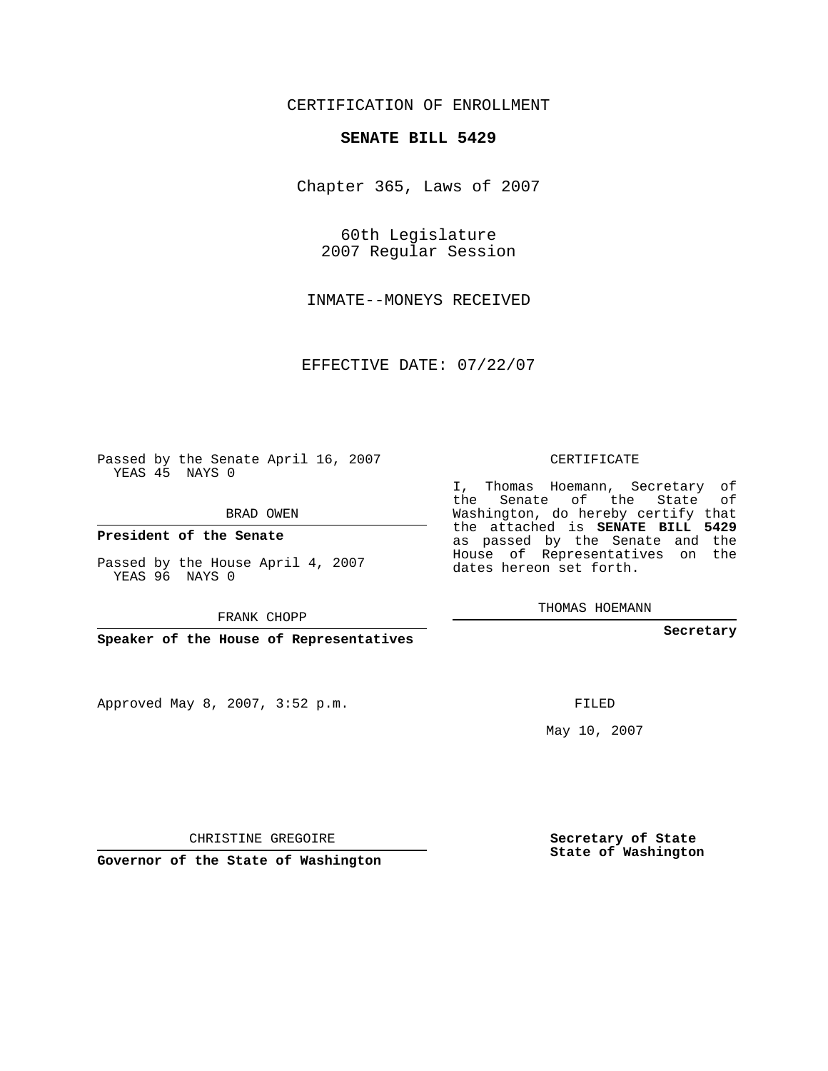CERTIFICATION OF ENROLLMENT

**SENATE BILL 5429**

Chapter 365, Laws of 2007

60th Legislature
2007 Regular Session

INMATE--MONEYS RECEIVED

EFFECTIVE DATE: 07/22/07

Passed by the Senate April 16, 2007
YEAS 45 NAYS 0

BRAD OWEN

**President of the Senate**

Passed by the House April 4, 2007
YEAS 96 NAYS 0

FRANK CHOPP

**Speaker of the House of Representatives**

Approved May 8, 2007, 3:52 p.m.

CHRISTINE GREGOIRE

**Governor of the State of Washington**

CERTIFICATE

I, Thomas Hoemann, Secretary of the Senate of the State of Washington, do hereby certify that the attached is **SENATE BILL 5429** as passed by the Senate and the House of Representatives on the dates hereon set forth.

THOMAS HOEMANN

**Secretary**

FILED

May 10, 2007

**Secretary of State**
**State of Washington**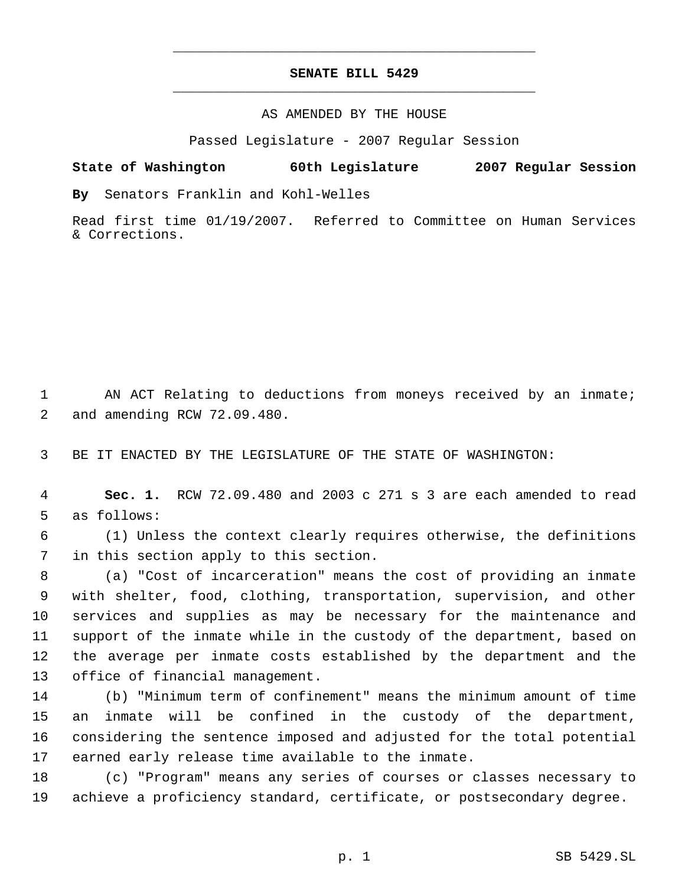# SENATE BILL 5429

AS AMENDED BY THE HOUSE

Passed Legislature - 2007 Regular Session

**State of Washington 60th Legislature 2007 Regular Session**

**By** Senators Franklin and Kohl-Welles

Read first time 01/19/2007. Referred to Committee on Human Services & Corrections.

1 AN ACT Relating to deductions from moneys received by an inmate;
2 and amending RCW 72.09.480.

3 BE IT ENACTED BY THE LEGISLATURE OF THE STATE OF WASHINGTON:

4 **Sec. 1.** RCW 72.09.480 and 2003 c 271 s 3 are each amended to read
5 as follows:

6 (1) Unless the context clearly requires otherwise, the definitions
7 in this section apply to this section.

8 (a) "Cost of incarceration" means the cost of providing an inmate
9 with shelter, food, clothing, transportation, supervision, and other
10 services and supplies as may be necessary for the maintenance and
11 support of the inmate while in the custody of the department, based on
12 the average per inmate costs established by the department and the
13 office of financial management.

14 (b) "Minimum term of confinement" means the minimum amount of time
15 an inmate will be confined in the custody of the department,
16 considering the sentence imposed and adjusted for the total potential
17 earned early release time available to the inmate.

18 (c) "Program" means any series of courses or classes necessary to
19 achieve a proficiency standard, certificate, or postsecondary degree.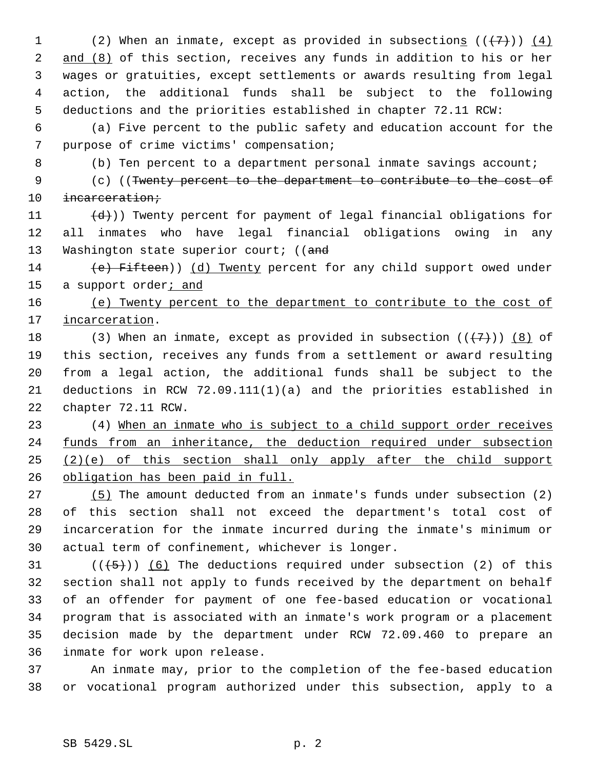(2) When an inmate, except as provided in subsections ((~~(7)~~)) <u>(4) and (8)</u> of this section, receives any funds in addition to his or her wages or gratuities, except settlements or awards resulting from legal action, the additional funds shall be subject to the following deductions and the priorities established in chapter 72.11 RCW:

(a) Five percent to the public safety and education account for the purpose of crime victims' compensation;

(b) Ten percent to a department personal inmate savings account;

(c) ((~~Twenty percent to the department to contribute to the cost of incarceration;~~

~~(d)~~)) Twenty percent for payment of legal financial obligations for all inmates who have legal financial obligations owing in any Washington state superior court; ((~~and~~

~~(e) Fifteen~~)) <u>(d) Twenty</u> percent for any child support owed under a support order<u>; and</u>

<u>(e) Twenty percent to the department to contribute to the cost of incarceration</u>.

(3) When an inmate, except as provided in subsection ((~~(7)~~)) <u>(8)</u> of this section, receives any funds from a settlement or award resulting from a legal action, the additional funds shall be subject to the deductions in RCW 72.09.111(1)(a) and the priorities established in chapter 72.11 RCW.

(4) <u>When an inmate who is subject to a child support order receives funds from an inheritance, the deduction required under subsection (2)(e) of this section shall only apply after the child support obligation has been paid in full.</u>

<u>(5)</u> The amount deducted from an inmate's funds under subsection (2) of this section shall not exceed the department's total cost of incarceration for the inmate incurred during the inmate's minimum or actual term of confinement, whichever is longer.

((~~(5)~~)) <u>(6)</u> The deductions required under subsection (2) of this section shall not apply to funds received by the department on behalf of an offender for payment of one fee-based education or vocational program that is associated with an inmate's work program or a placement decision made by the department under RCW 72.09.460 to prepare an inmate for work upon release.

An inmate may, prior to the completion of the fee-based education or vocational program authorized under this subsection, apply to a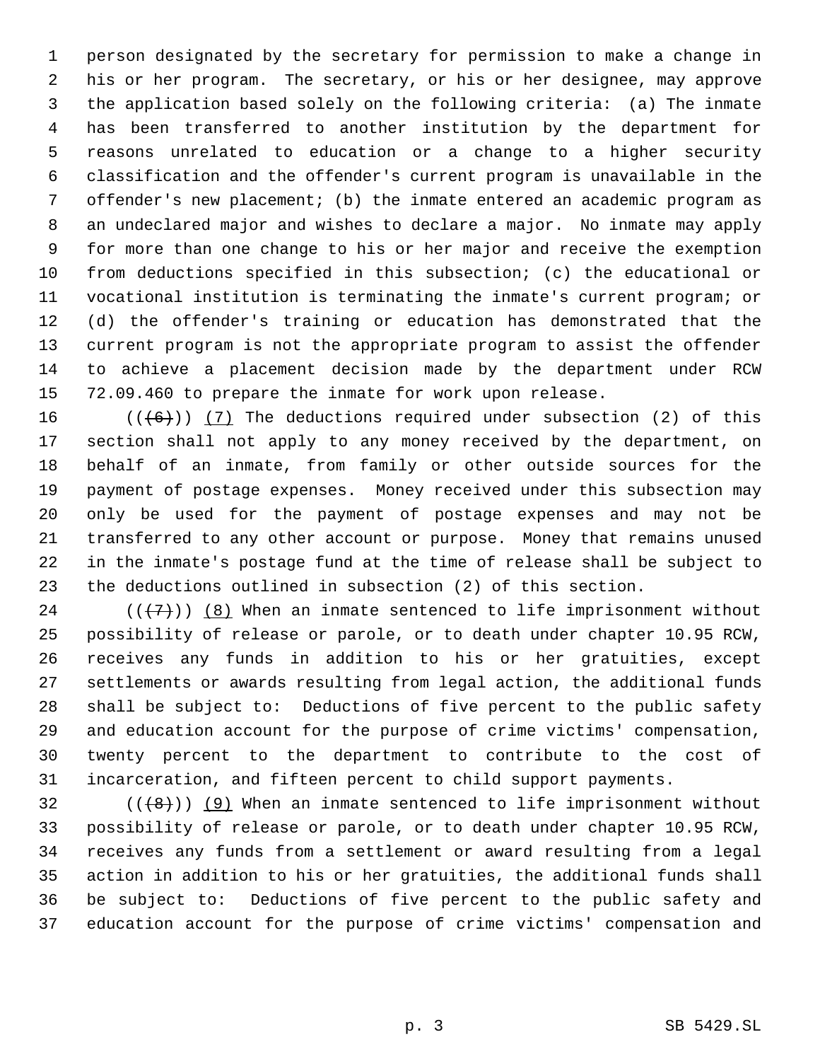person designated by the secretary for permission to make a change in his or her program. The secretary, or his or her designee, may approve the application based solely on the following criteria: (a) The inmate has been transferred to another institution by the department for reasons unrelated to education or a change to a higher security classification and the offender's current program is unavailable in the offender's new placement; (b) the inmate entered an academic program as an undeclared major and wishes to declare a major. No inmate may apply for more than one change to his or her major and receive the exemption from deductions specified in this subsection; (c) the educational or vocational institution is terminating the inmate's current program; or (d) the offender's training or education has demonstrated that the current program is not the appropriate program to assist the offender to achieve a placement decision made by the department under RCW 72.09.460 to prepare the inmate for work upon release.

((~~(6)~~)) (7) The deductions required under subsection (2) of this section shall not apply to any money received by the department, on behalf of an inmate, from family or other outside sources for the payment of postage expenses. Money received under this subsection may only be used for the payment of postage expenses and may not be transferred to any other account or purpose. Money that remains unused in the inmate's postage fund at the time of release shall be subject to the deductions outlined in subsection (2) of this section.

((~~(7)~~)) (8) When an inmate sentenced to life imprisonment without possibility of release or parole, or to death under chapter 10.95 RCW, receives any funds in addition to his or her gratuities, except settlements or awards resulting from legal action, the additional funds shall be subject to: Deductions of five percent to the public safety and education account for the purpose of crime victims' compensation, twenty percent to the department to contribute to the cost of incarceration, and fifteen percent to child support payments.

((~~(8)~~)) (9) When an inmate sentenced to life imprisonment without possibility of release or parole, or to death under chapter 10.95 RCW, receives any funds from a settlement or award resulting from a legal action in addition to his or her gratuities, the additional funds shall be subject to: Deductions of five percent to the public safety and education account for the purpose of crime victims' compensation and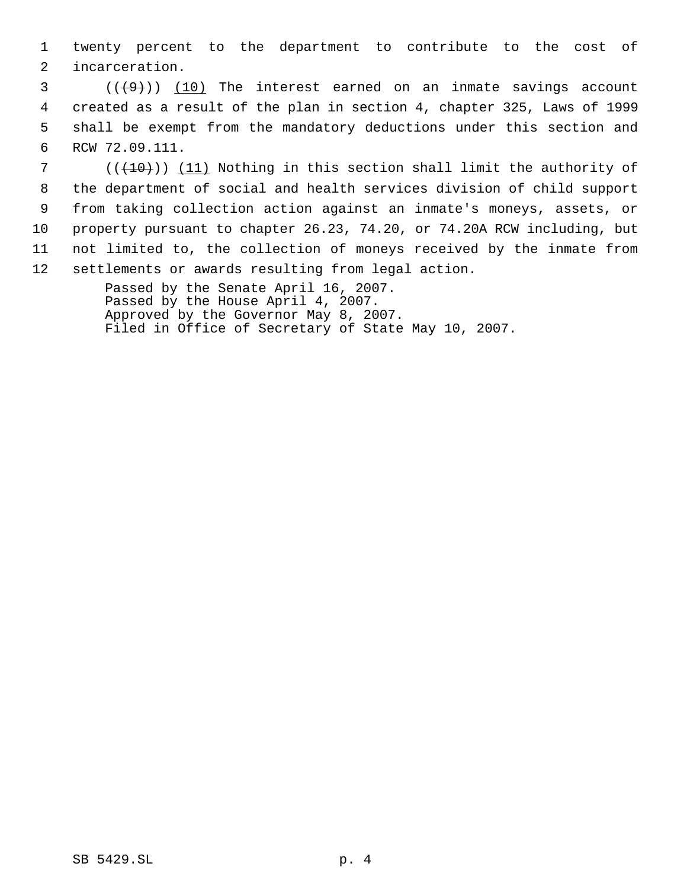twenty percent to the department to contribute to the cost of incarceration.

(((9))) (10) The interest earned on an inmate savings account created as a result of the plan in section 4, chapter 325, Laws of 1999 shall be exempt from the mandatory deductions under this section and RCW 72.09.111.

(((10))) (11) Nothing in this section shall limit the authority of the department of social and health services division of child support from taking collection action against an inmate's moneys, assets, or property pursuant to chapter 26.23, 74.20, or 74.20A RCW including, but not limited to, the collection of moneys received by the inmate from settlements or awards resulting from legal action.

Passed by the Senate April 16, 2007.
Passed by the House April 4, 2007.
Approved by the Governor May 8, 2007.
Filed in Office of Secretary of State May 10, 2007.